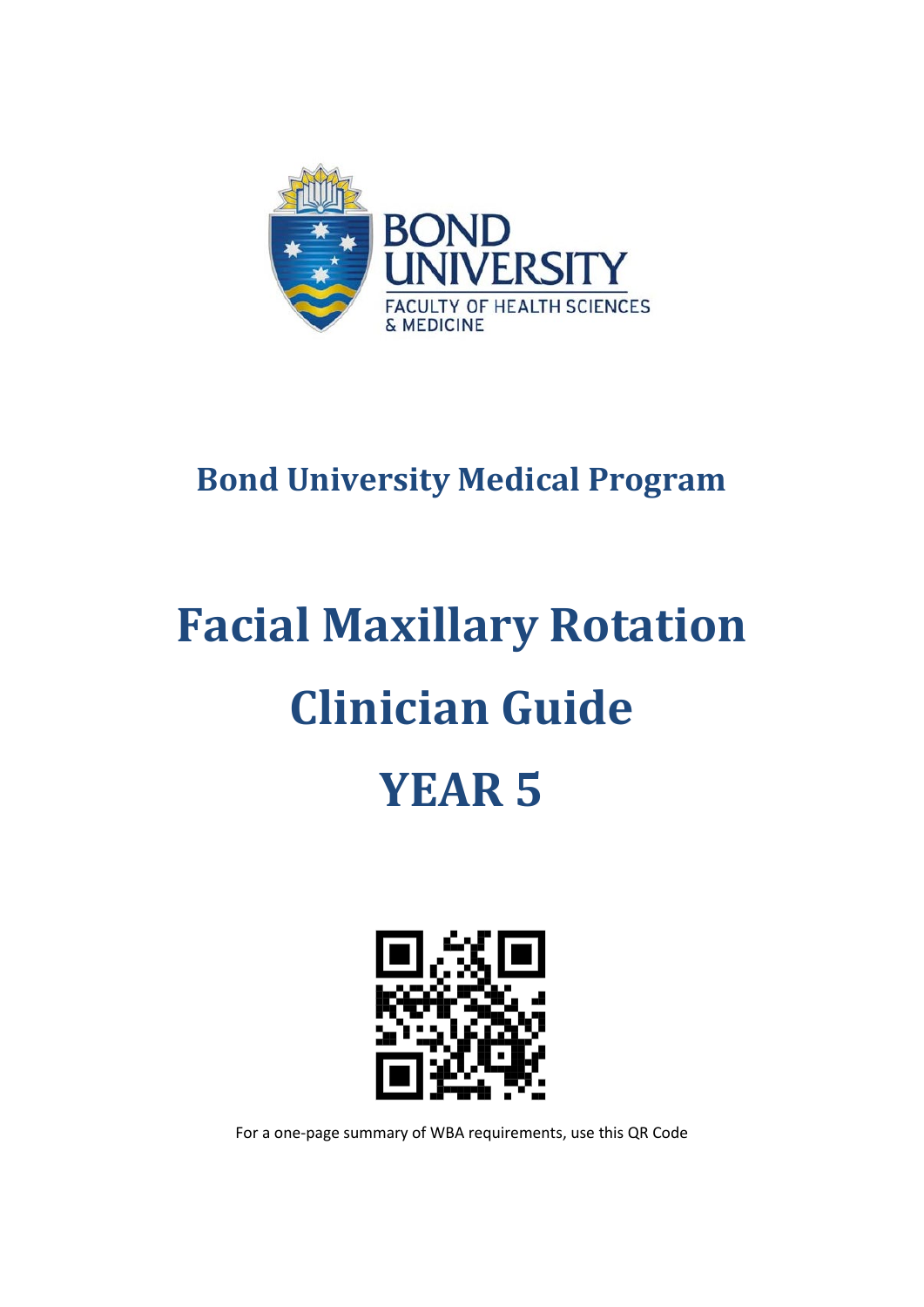BOND UNIVERSITY
FACULTY OF HEALTH SCIENCES & MEDICINE

## Bond University Medical Program

# Facial Maxillary Rotation Clinician Guide YEAR 5

For a one-page summary of WBA requirements, use this QR Code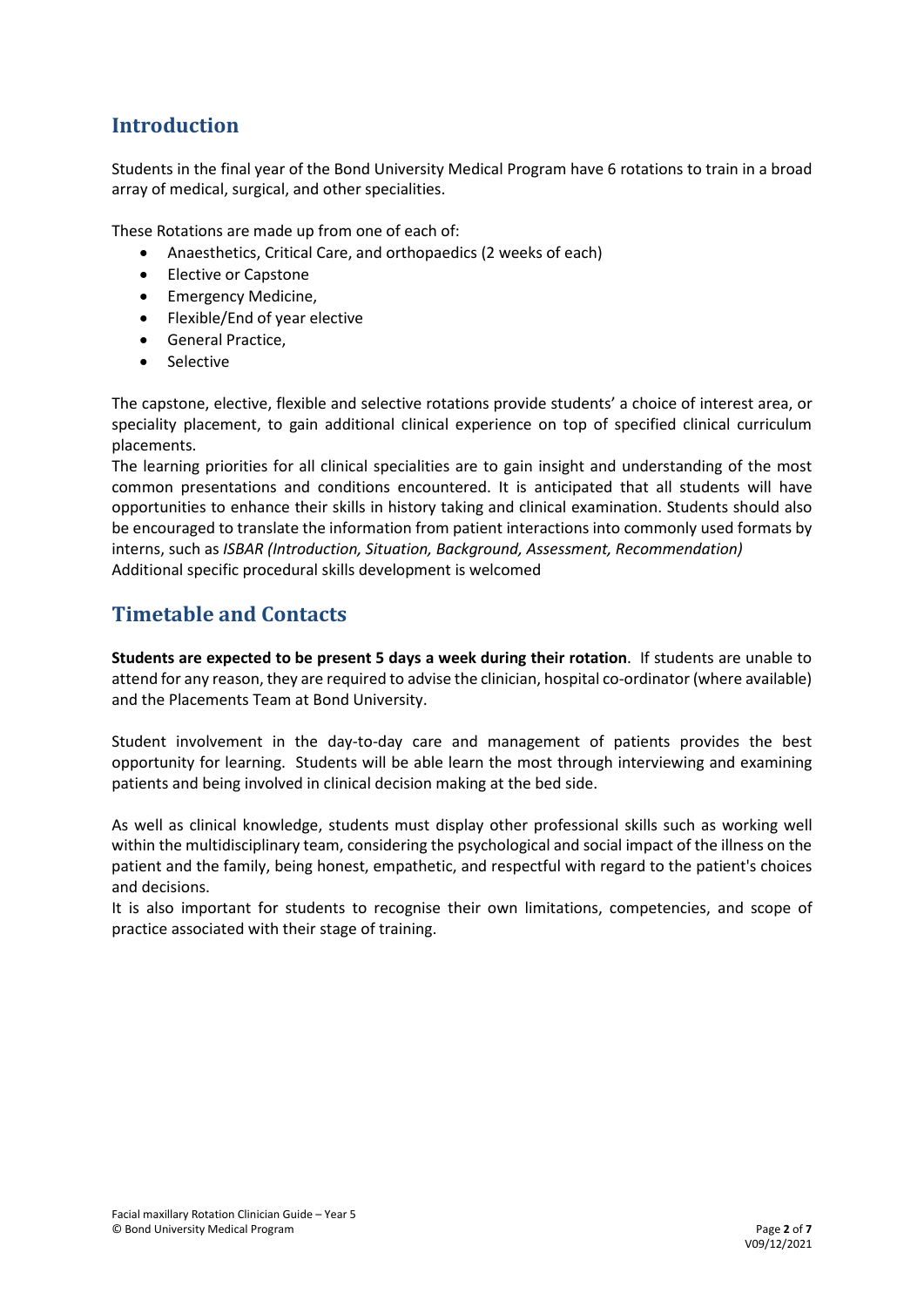## Introduction

Students in the final year of the Bond University Medical Program have 6 rotations to train in a broad array of medical, surgical, and other specialities.

These Rotations are made up from one of each of:

- Anaesthetics, Critical Care, and orthopaedics (2 weeks of each)
- Elective or Capstone
- Emergency Medicine,
- Flexible/End of year elective
- General Practice,
- Selective

The capstone, elective, flexible and selective rotations provide students' a choice of interest area, or speciality placement, to gain additional clinical experience on top of specified clinical curriculum placements.

The learning priorities for all clinical specialities are to gain insight and understanding of the most common presentations and conditions encountered. It is anticipated that all students will have opportunities to enhance their skills in history taking and clinical examination. Students should also be encouraged to translate the information from patient interactions into commonly used formats by interns, such as *ISBAR (Introduction, Situation, Background, Assessment, Recommendation)*
Additional specific procedural skills development is welcomed

## Timetable and Contacts

**Students are expected to be present 5 days a week during their rotation**. If students are unable to attend for any reason, they are required to advise the clinician, hospital co-ordinator (where available) and the Placements Team at Bond University.

Student involvement in the day-to-day care and management of patients provides the best opportunity for learning. Students will be able learn the most through interviewing and examining patients and being involved in clinical decision making at the bed side.

As well as clinical knowledge, students must display other professional skills such as working well within the multidisciplinary team, considering the psychological and social impact of the illness on the patient and the family, being honest, empathetic, and respectful with regard to the patient's choices and decisions.

It is also important for students to recognise their own limitations, competencies, and scope of practice associated with their stage of training.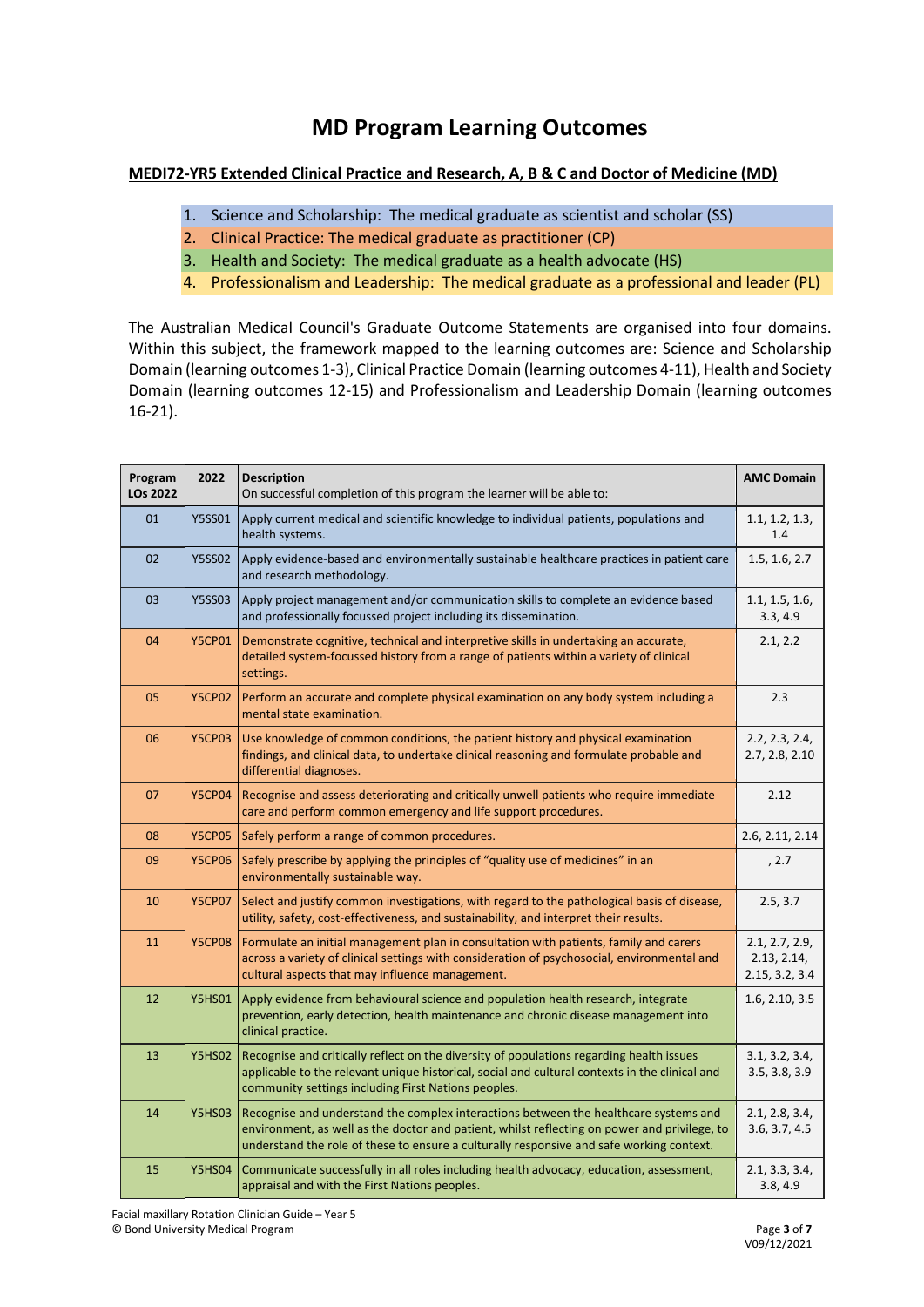# MD Program Learning Outcomes

**MEDI72-YR5 Extended Clinical Practice and Research, A, B & C and Doctor of Medicine (MD)**

1. Science and Scholarship: The medical graduate as scientist and scholar (SS)
2. Clinical Practice: The medical graduate as practitioner (CP)
3. Health and Society: The medical graduate as a health advocate (HS)
4. Professionalism and Leadership: The medical graduate as a professional and leader (PL)

The Australian Medical Council's Graduate Outcome Statements are organised into four domains. Within this subject, the framework mapped to the learning outcomes are: Science and Scholarship Domain (learning outcomes 1-3), Clinical Practice Domain (learning outcomes 4-11), Health and Society Domain (learning outcomes 12-15) and Professionalism and Leadership Domain (learning outcomes 16-21).

| Program LOs 2022 | 2022 | Description<br>On successful completion of this program the learner will be able to: | AMC Domain |
|---|---|---|---|
| 01 | Y5SS01 | Apply current medical and scientific knowledge to individual patients, populations and health systems. | 1.1, 1.2, 1.3, 1.4 |
| 02 | Y5SS02 | Apply evidence-based and environmentally sustainable healthcare practices in patient care and research methodology. | 1.5, 1.6, 2.7 |
| 03 | Y5SS03 | Apply project management and/or communication skills to complete an evidence based and professionally focussed project including its dissemination. | 1.1, 1.5, 1.6, 3.3, 4.9 |
| 04 | Y5CP01 | Demonstrate cognitive, technical and interpretive skills in undertaking an accurate, detailed system-focussed history from a range of patients within a variety of clinical settings. | 2.1, 2.2 |
| 05 | Y5CP02 | Perform an accurate and complete physical examination on any body system including a mental state examination. | 2.3 |
| 06 | Y5CP03 | Use knowledge of common conditions, the patient history and physical examination findings, and clinical data, to undertake clinical reasoning and formulate probable and differential diagnoses. | 2.2, 2.3, 2.4, 2.7, 2.8, 2.10 |
| 07 | Y5CP04 | Recognise and assess deteriorating and critically unwell patients who require immediate care and perform common emergency and life support procedures. | 2.12 |
| 08 | Y5CP05 | Safely perform a range of common procedures. | 2.6, 2.11, 2.14 |
| 09 | Y5CP06 | Safely prescribe by applying the principles of "quality use of medicines" in an environmentally sustainable way. | , 2.7 |
| 10 | Y5CP07 | Select and justify common investigations, with regard to the pathological basis of disease, utility, safety, cost-effectiveness, and sustainability, and interpret their results. | 2.5, 3.7 |
| 11 | Y5CP08 | Formulate an initial management plan in consultation with patients, family and carers across a variety of clinical settings with consideration of psychosocial, environmental and cultural aspects that may influence management. | 2.1, 2.7, 2.9, 2.13, 2.14, 2.15, 3.2, 3.4 |
| 12 | Y5HS01 | Apply evidence from behavioural science and population health research, integrate prevention, early detection, health maintenance and chronic disease management into clinical practice. | 1.6, 2.10, 3.5 |
| 13 | Y5HS02 | Recognise and critically reflect on the diversity of populations regarding health issues applicable to the relevant unique historical, social and cultural contexts in the clinical and community settings including First Nations peoples. | 3.1, 3.2, 3.4, 3.5, 3.8, 3.9 |
| 14 | Y5HS03 | Recognise and understand the complex interactions between the healthcare systems and environment, as well as the doctor and patient, whilst reflecting on power and privilege, to understand the role of these to ensure a culturally responsive and safe working context. | 2.1, 2.8, 3.4, 3.6, 3.7, 4.5 |
| 15 | Y5HS04 | Communicate successfully in all roles including health advocacy, education, assessment, appraisal and with the First Nations peoples. | 2.1, 3.3, 3.4, 3.8, 4.9 |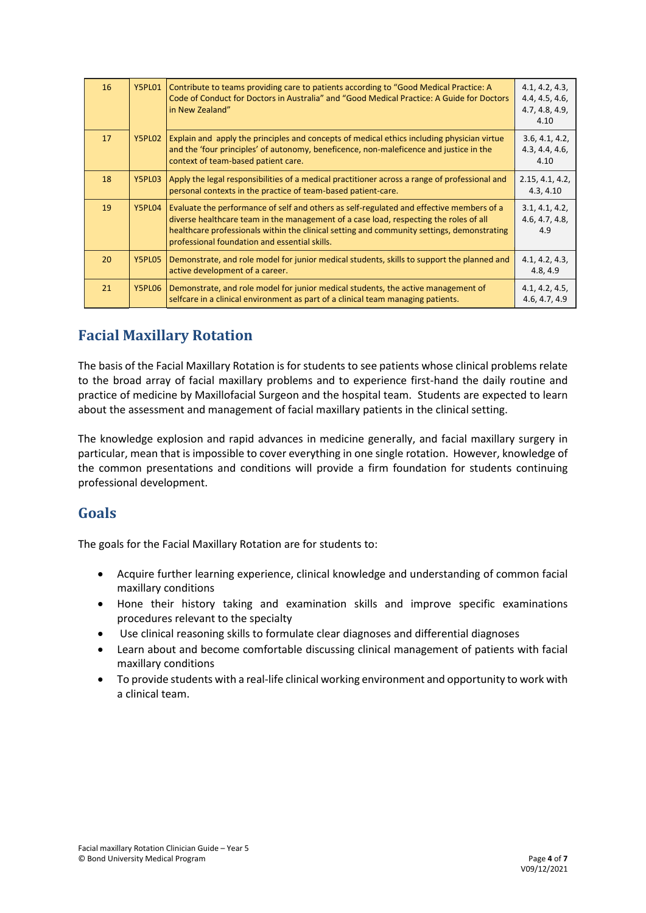| | | | |
|---|---|---|---|
| 16 | Y5PL01 | Contribute to teams providing care to patients according to "Good Medical Practice: A Code of Conduct for Doctors in Australia" and "Good Medical Practice: A Guide for Doctors in New Zealand" | 4.1, 4.2, 4.3, 4.4, 4.5, 4.6, 4.7, 4.8, 4.9, 4.10 |
| 17 | Y5PL02 | Explain and apply the principles and concepts of medical ethics including physician virtue and the 'four principles' of autonomy, beneficence, non-maleficence and justice in the context of team-based patient care. | 3.6, 4.1, 4.2, 4.3, 4.4, 4.6, 4.10 |
| 18 | Y5PL03 | Apply the legal responsibilities of a medical practitioner across a range of professional and personal contexts in the practice of team-based patient-care. | 2.15, 4.1, 4.2, 4.3, 4.10 |
| 19 | Y5PL04 | Evaluate the performance of self and others as self-regulated and effective members of a diverse healthcare team in the management of a case load, respecting the roles of all healthcare professionals within the clinical setting and community settings, demonstrating professional foundation and essential skills. | 3.1, 4.1, 4.2, 4.6, 4.7, 4.8, 4.9 |
| 20 | Y5PL05 | Demonstrate, and role model for junior medical students, skills to support the planned and active development of a career. | 4.1, 4.2, 4.3, 4.8, 4.9 |
| 21 | Y5PL06 | Demonstrate, and role model for junior medical students, the active management of selfcare in a clinical environment as part of a clinical team managing patients. | 4.1, 4.2, 4.5, 4.6, 4.7, 4.9 |

## Facial Maxillary Rotation

The basis of the Facial Maxillary Rotation is for students to see patients whose clinical problems relate to the broad array of facial maxillary problems and to experience first-hand the daily routine and practice of medicine by Maxillofacial Surgeon and the hospital team. Students are expected to learn about the assessment and management of facial maxillary patients in the clinical setting.

The knowledge explosion and rapid advances in medicine generally, and facial maxillary surgery in particular, mean that is impossible to cover everything in one single rotation. However, knowledge of the common presentations and conditions will provide a firm foundation for students continuing professional development.

## Goals

The goals for the Facial Maxillary Rotation are for students to:

- Acquire further learning experience, clinical knowledge and understanding of common facial maxillary conditions
- Hone their history taking and examination skills and improve specific examinations procedures relevant to the specialty
- Use clinical reasoning skills to formulate clear diagnoses and differential diagnoses
- Learn about and become comfortable discussing clinical management of patients with facial maxillary conditions
- To provide students with a real-life clinical working environment and opportunity to work with a clinical team.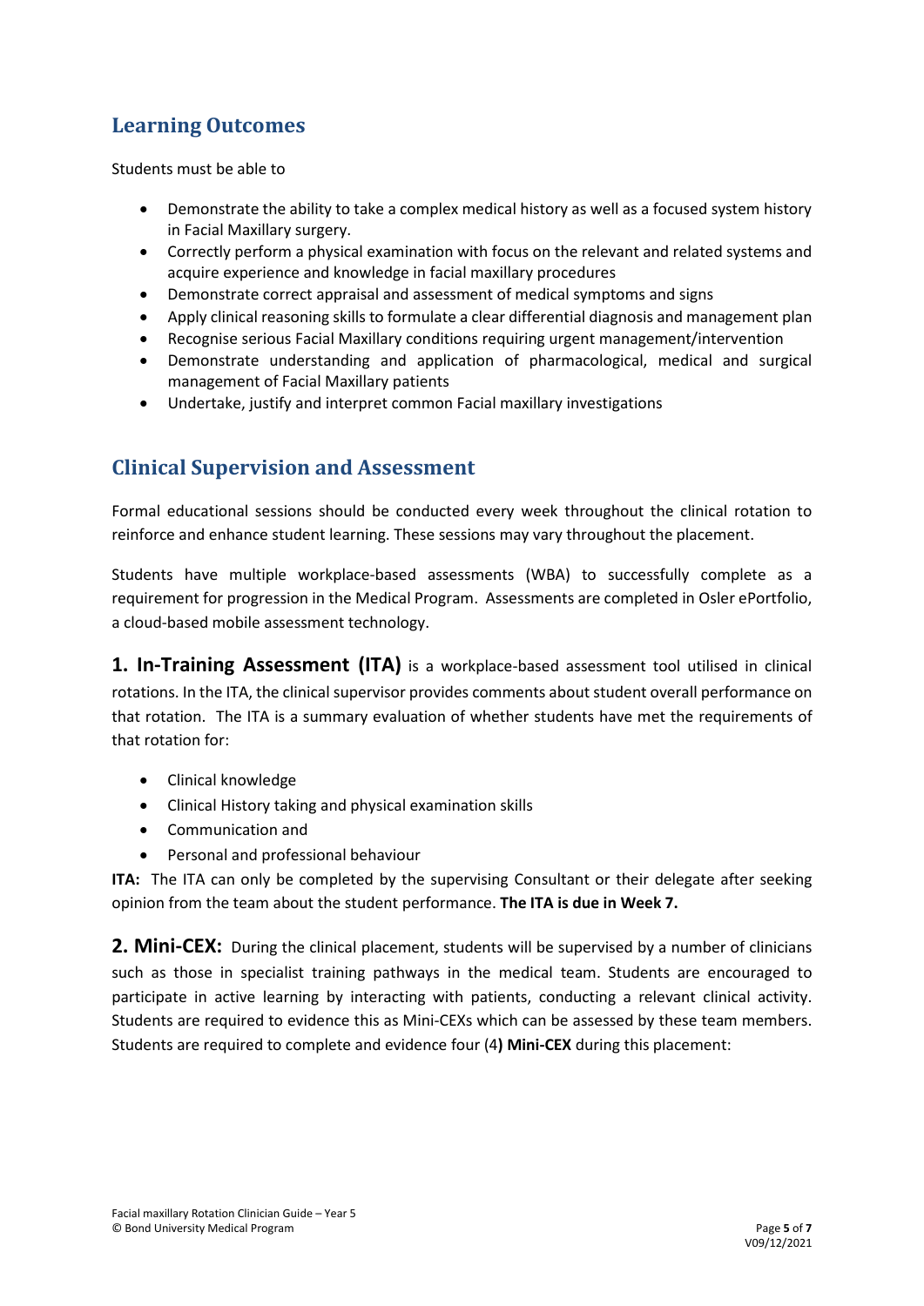## Learning Outcomes

Students must be able to

- Demonstrate the ability to take a complex medical history as well as a focused system history in Facial Maxillary surgery.
- Correctly perform a physical examination with focus on the relevant and related systems and acquire experience and knowledge in facial maxillary procedures
- Demonstrate correct appraisal and assessment of medical symptoms and signs
- Apply clinical reasoning skills to formulate a clear differential diagnosis and management plan
- Recognise serious Facial Maxillary conditions requiring urgent management/intervention
- Demonstrate understanding and application of pharmacological, medical and surgical management of Facial Maxillary patients
- Undertake, justify and interpret common Facial maxillary investigations

## Clinical Supervision and Assessment

Formal educational sessions should be conducted every week throughout the clinical rotation to reinforce and enhance student learning. These sessions may vary throughout the placement.

Students have multiple workplace-based assessments (WBA) to successfully complete as a requirement for progression in the Medical Program. Assessments are completed in Osler ePortfolio, a cloud-based mobile assessment technology.

**1. In-Training Assessment (ITA)** is a workplace-based assessment tool utilised in clinical rotations. In the ITA, the clinical supervisor provides comments about student overall performance on that rotation. The ITA is a summary evaluation of whether students have met the requirements of that rotation for:

- Clinical knowledge
- Clinical History taking and physical examination skills
- Communication and
- Personal and professional behaviour

**ITA:** The ITA can only be completed by the supervising Consultant or their delegate after seeking opinion from the team about the student performance. **The ITA is due in Week 7.**

**2. Mini-CEX:** During the clinical placement, students will be supervised by a number of clinicians such as those in specialist training pathways in the medical team. Students are encouraged to participate in active learning by interacting with patients, conducting a relevant clinical activity. Students are required to evidence this as Mini-CEXs which can be assessed by these team members. Students are required to complete and evidence four (4**) Mini-CEX** during this placement: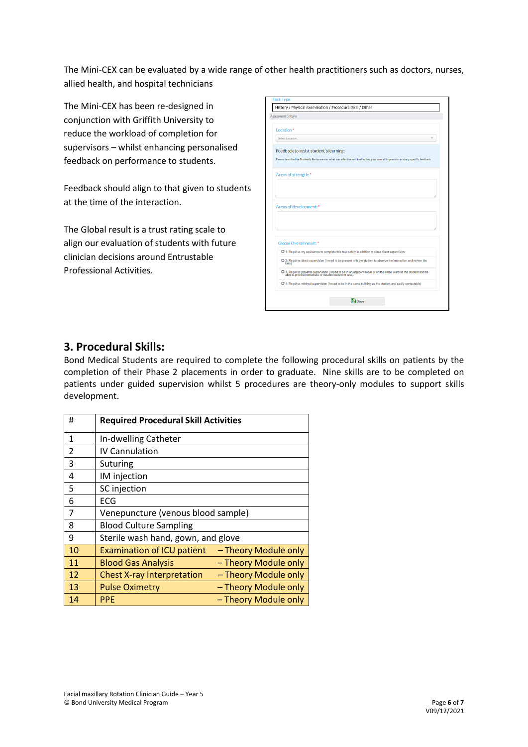The Mini-CEX can be evaluated by a wide range of other health practitioners such as doctors, nurses, allied health, and hospital technicians

The Mini-CEX has been re-designed in conjunction with Griffith University to reduce the workload of completion for supervisors – whilst enhancing personalised feedback on performance to students.

Feedback should align to that given to students at the time of the interaction.

The Global result is a trust rating scale to align our evaluation of students with future clinician decisions around Entrustable Professional Activities.

Task Type

History / Physical examination / Procedural Skill / Other

Assessment Criteria

Location *

Select Location...

Feedback to assist student's learning:

Please describe the Student's Performance: what was effective and ineffective, your overall impression and any specific feedback.

Areas of strength:*

Areas of development:*

Global Overall result:*

- 1. Requires my assistance to complete this task safely in addition to close direct supervision
- 2. Requires direct supervision (I need to be present with the student to observe the interaction and review the task)
- 3. Requires proximal supervision (I need to be in an adjacent room or on the same ward as the student and be able to provide immediate or detailed review of task)
- 4. Requires minimal supervision (I need to be in the same building as the student and easily contactable)

Save

## 3. Procedural Skills:

Bond Medical Students are required to complete the following procedural skills on patients by the completion of their Phase 2 placements in order to graduate. Nine skills are to be completed on patients under guided supervision whilst 5 procedures are theory-only modules to support skills development.

| # | Required Procedural Skill Activities |
|---|---|
| 1 | In-dwelling Catheter |
| 2 | IV Cannulation |
| 3 | Suturing |
| 4 | IM injection |
| 5 | SC injection |
| 6 | ECG |
| 7 | Venepuncture (venous blood sample) |
| 8 | Blood Culture Sampling |
| 9 | Sterile wash hand, gown, and glove |
| 10 | Examination of ICU patient – Theory Module only |
| 11 | Blood Gas Analysis – Theory Module only |
| 12 | Chest X-ray Interpretation – Theory Module only |
| 13 | Pulse Oximetry – Theory Module only |
| 14 | PPE – Theory Module only |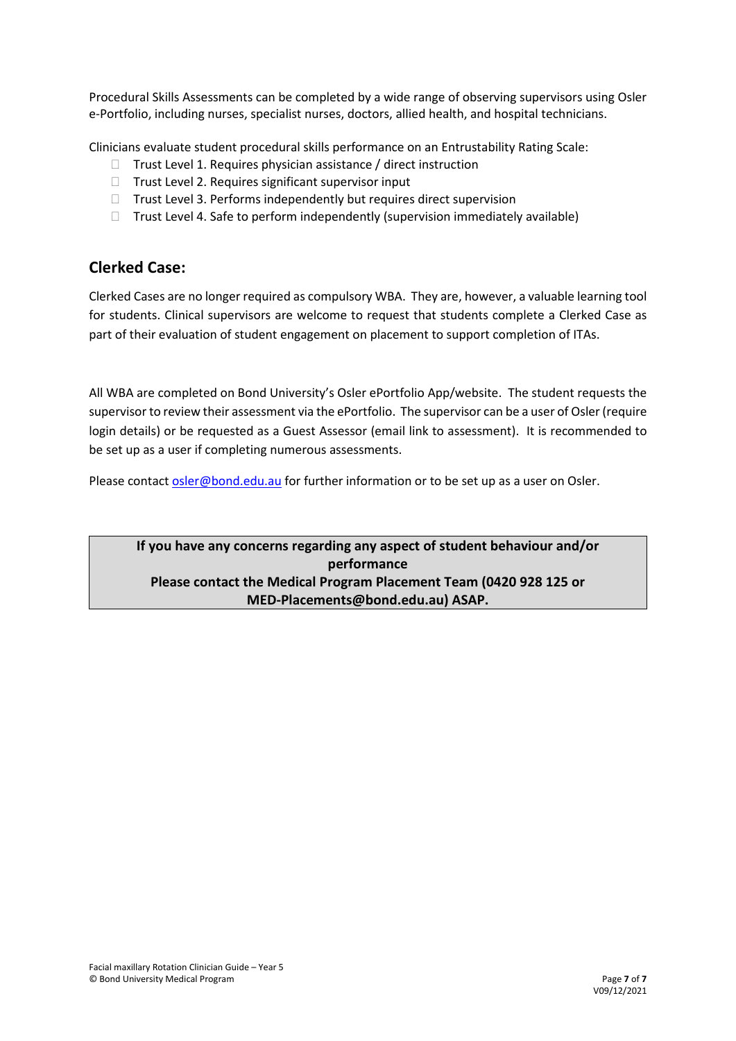Procedural Skills Assessments can be completed by a wide range of observing supervisors using Osler e-Portfolio, including nurses, specialist nurses, doctors, allied health, and hospital technicians.

Clinicians evaluate student procedural skills performance on an Entrustability Rating Scale:

- Trust Level 1. Requires physician assistance / direct instruction
- Trust Level 2. Requires significant supervisor input
- Trust Level 3. Performs independently but requires direct supervision
- Trust Level 4. Safe to perform independently (supervision immediately available)

## Clerked Case:

Clerked Cases are no longer required as compulsory WBA. They are, however, a valuable learning tool for students. Clinical supervisors are welcome to request that students complete a Clerked Case as part of their evaluation of student engagement on placement to support completion of ITAs.

All WBA are completed on Bond University's Osler ePortfolio App/website. The student requests the supervisor to review their assessment via the ePortfolio. The supervisor can be a user of Osler (require login details) or be requested as a Guest Assessor (email link to assessment). It is recommended to be set up as a user if completing numerous assessments.

Please contact osler@bond.edu.au for further information or to be set up as a user on Osler.

**If you have any concerns regarding any aspect of student behaviour and/or performance**
**Please contact the Medical Program Placement Team (0420 928 125 or MED-Placements@bond.edu.au) ASAP.**